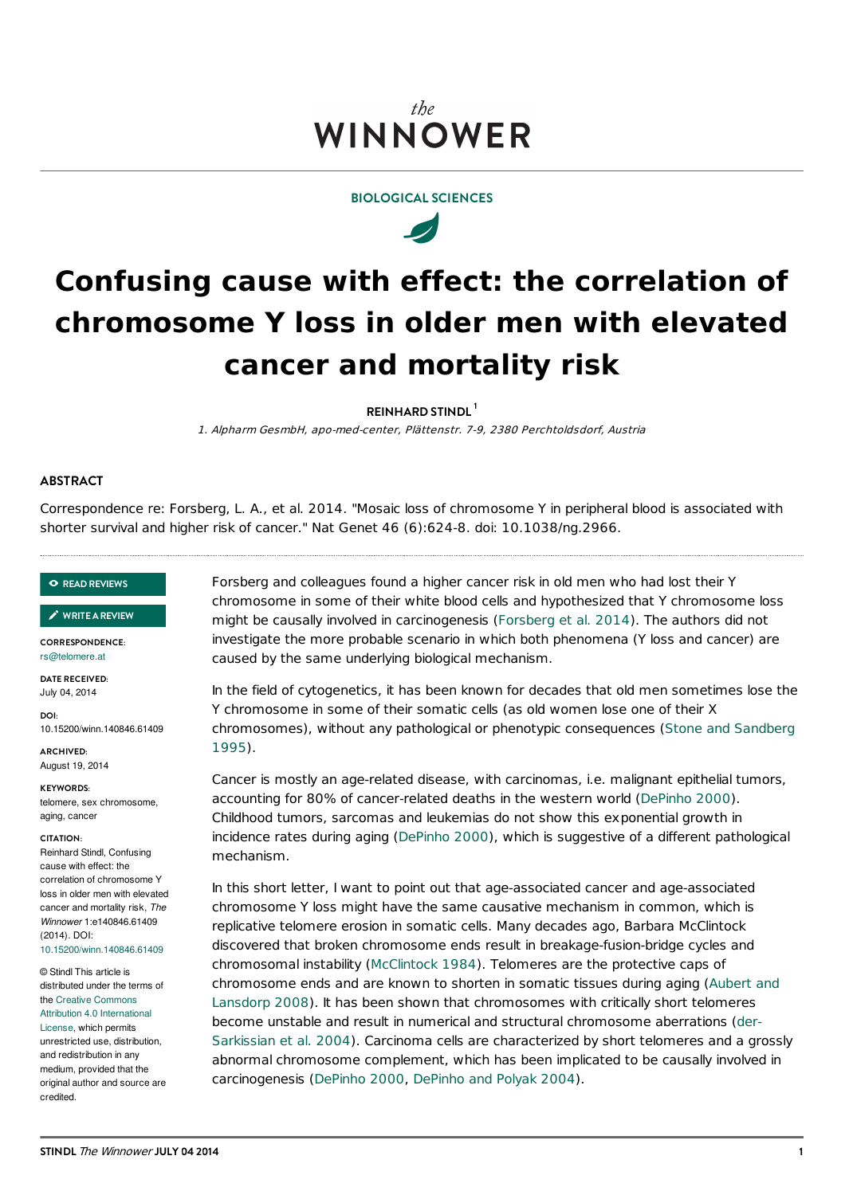the
WINNOWER

BIOLOGICAL SCIENCES

# Confusing cause with effect: the correlation of chromosome Y loss in older men with elevated cancer and mortality risk

**REINHARD STINDL** [1]

*1. Alpharm GesmbH, apo-med-center, Plättenstr. 7-9, 2380 Perchtoldsdorf, Austria*

## ABSTRACT

Correspondence re: Forsberg, L. A., et al. 2014. "Mosaic loss of chromosome Y in peripheral blood is associated with shorter survival and higher risk of cancer." Nat Genet 46 (6):624-8. doi: 10.1038/ng.2966.

READ REVIEWS

WRITE A REVIEW

**CORRESPONDENCE:**
rs@telomere.at

**DATE RECEIVED:**
July 04, 2014

**DOI:**
10.15200/winn.140846.61409

**ARCHIVED:**
August 19, 2014

**KEYWORDS:**
telomere, sex chromosome, aging, cancer

**CITATION:**
Reinhard Stindl, Confusing cause with effect: the correlation of chromosome Y loss in older men with elevated cancer and mortality risk, *The Winnower* 1:e140846.61409 (2014). DOI: 10.15200/winn.140846.61409

© Stindl This article is distributed under the terms of the Creative Commons Attribution 4.0 International License, which permits unrestricted use, distribution, and redistribution in any medium, provided that the original author and source are credited.

Forsberg and colleagues found a higher cancer risk in old men who had lost their Y chromosome in some of their white blood cells and hypothesized that Y chromosome loss might be causally involved in carcinogenesis (Forsberg et al. 2014). The authors did not investigate the more probable scenario in which both phenomena (Y loss and cancer) are caused by the same underlying biological mechanism.

In the field of cytogenetics, it has been known for decades that old men sometimes lose the Y chromosome in some of their somatic cells (as old women lose one of their X chromosomes), without any pathological or phenotypic consequences (Stone and Sandberg 1995).

Cancer is mostly an age-related disease, with carcinomas, i.e. malignant epithelial tumors, accounting for 80% of cancer-related deaths in the western world (DePinho 2000). Childhood tumors, sarcomas and leukemias do not show this exponential growth in incidence rates during aging (DePinho 2000), which is suggestive of a different pathological mechanism.

In this short letter, I want to point out that age-associated cancer and age-associated chromosome Y loss might have the same causative mechanism in common, which is replicative telomere erosion in somatic cells. Many decades ago, Barbara McClintock discovered that broken chromosome ends result in breakage-fusion-bridge cycles and chromosomal instability (McClintock 1984). Telomeres are the protective caps of chromosome ends and are known to shorten in somatic tissues during aging (Aubert and Lansdorp 2008). It has been shown that chromosomes with critically short telomeres become unstable and result in numerical and structural chromosome aberrations (der-Sarkissian et al. 2004). Carcinoma cells are characterized by short telomeres and a grossly abnormal chromosome complement, which has been implicated to be causally involved in carcinogenesis (DePinho 2000, DePinho and Polyak 2004).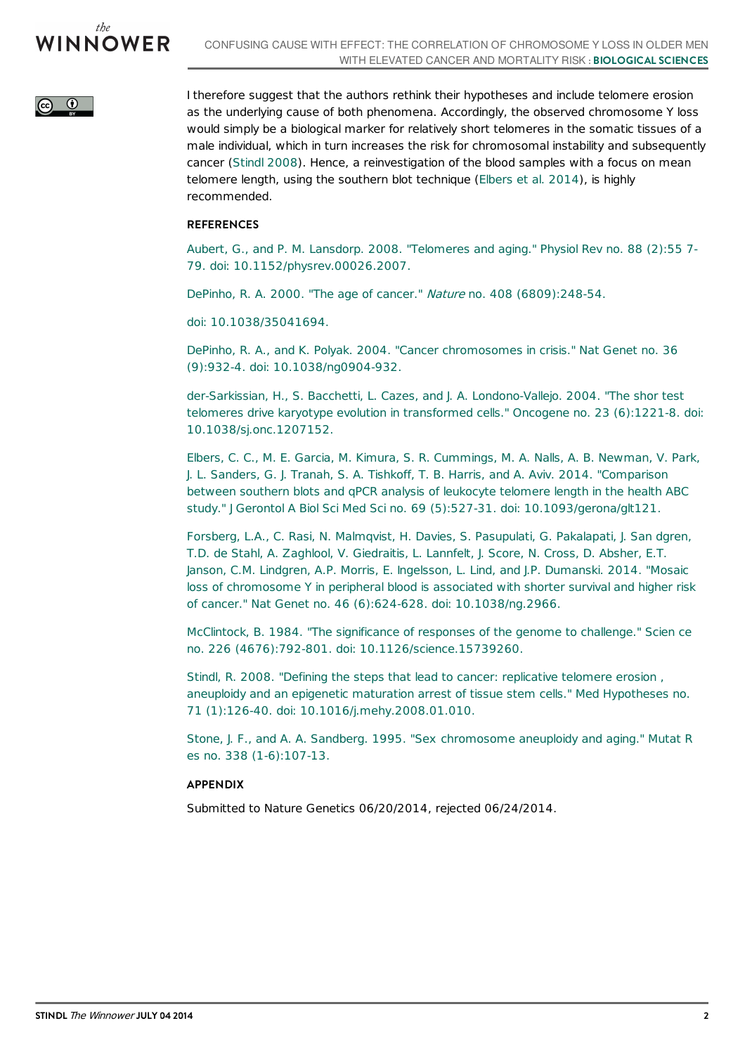I therefore suggest that the authors rethink their hypotheses and include telomere erosion as the underlying cause of both phenomena. Accordingly, the observed chromosome Y loss would simply be a biological marker for relatively short telomeres in the somatic tissues of a male individual, which in turn increases the risk for chromosomal instability and subsequently cancer (Stindl 2008). Hence, a reinvestigation of the blood samples with a focus on mean telomere length, using the southern blot technique (Elbers et al. 2014), is highly recommended.

## REFERENCES

Aubert, G., and P. M. Lansdorp. 2008. "Telomeres and aging." Physiol Rev no. 88 (2):557-79. doi: 10.1152/physrev.00026.2007.

DePinho, R. A. 2000. "The age of cancer." *Nature* no. 408 (6809):248-54.

doi: 10.1038/35041694.

DePinho, R. A., and K. Polyak. 2004. "Cancer chromosomes in crisis." Nat Genet no. 36 (9):932-4. doi: 10.1038/ng0904-932.

der-Sarkissian, H., S. Bacchetti, L. Cazes, and J. A. Londono-Vallejo. 2004. "The shortest telomeres drive karyotype evolution in transformed cells." Oncogene no. 23 (6):1221-8. doi: 10.1038/sj.onc.1207152.

Elbers, C. C., M. E. Garcia, M. Kimura, S. R. Cummings, M. A. Nalls, A. B. Newman, V. Park, J. L. Sanders, G. J. Tranah, S. A. Tishkoff, T. B. Harris, and A. Aviv. 2014. "Comparison between southern blots and qPCR analysis of leukocyte telomere length in the health ABC study." J Gerontol A Biol Sci Med Sci no. 69 (5):527-31. doi: 10.1093/gerona/glt121.

Forsberg, L.A., C. Rasi, N. Malmqvist, H. Davies, S. Pasupulati, G. Pakalapati, J. Sandgren, T.D. de Stahl, A. Zaghlool, V. Giedraitis, L. Lannfelt, J. Score, N. Cross, D. Absher, E.T. Janson, C.M. Lindgren, A.P. Morris, E. Ingelsson, L. Lind, and J.P. Dumanski. 2014. "Mosaic loss of chromosome Y in peripheral blood is associated with shorter survival and higher risk of cancer." Nat Genet no. 46 (6):624-628. doi: 10.1038/ng.2966.

McClintock, B. 1984. "The significance of responses of the genome to challenge." Science no. 226 (4676):792-801. doi: 10.1126/science.15739260.

Stindl, R. 2008. "Defining the steps that lead to cancer: replicative telomere erosion, aneuploidy and an epigenetic maturation arrest of tissue stem cells." Med Hypotheses no. 71 (1):126-40. doi: 10.1016/j.mehy.2008.01.010.

Stone, J. F., and A. A. Sandberg. 1995. "Sex chromosome aneuploidy and aging." Mutat Res no. 338 (1-6):107-13.

## APPENDIX

Submitted to Nature Genetics 06/20/2014, rejected 06/24/2014.